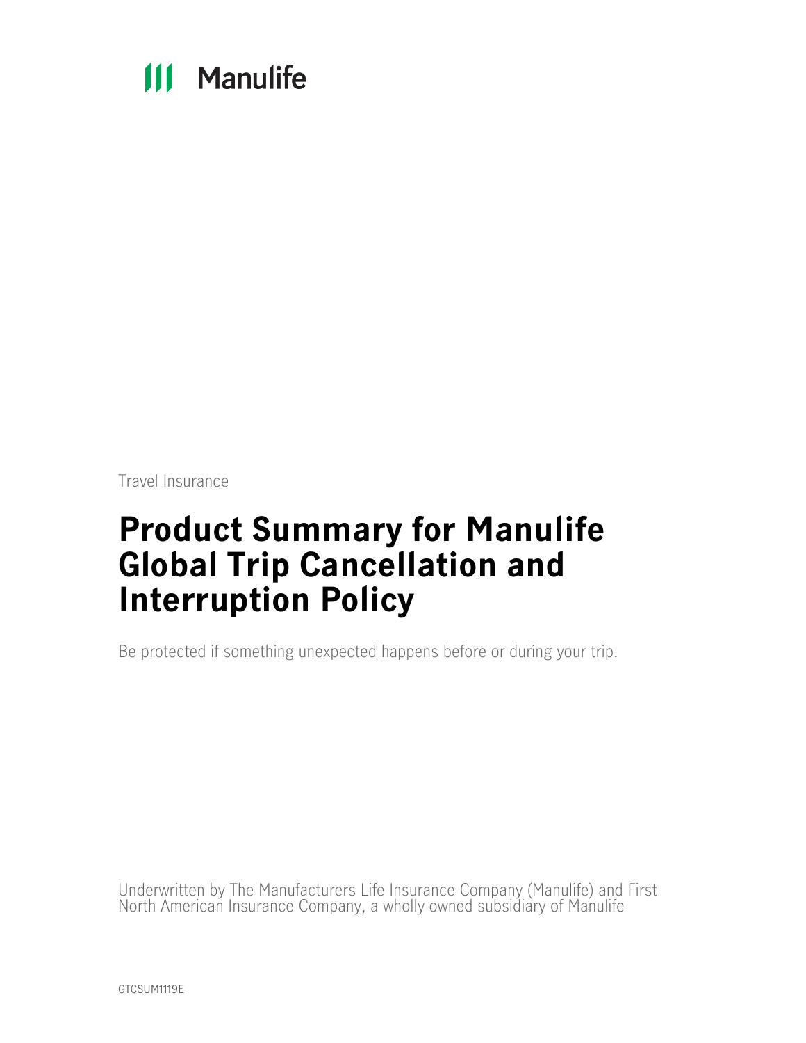Manulife

Travel Insurance

# Product Summary for Manulife Global Trip Cancellation and Interruption Policy

Be protected if something unexpected happens before or during your trip.

Underwritten by The Manufacturers Life Insurance Company (Manulife) and First North American Insurance Company, a wholly owned subsidiary of Manulife

GTCSUM1119E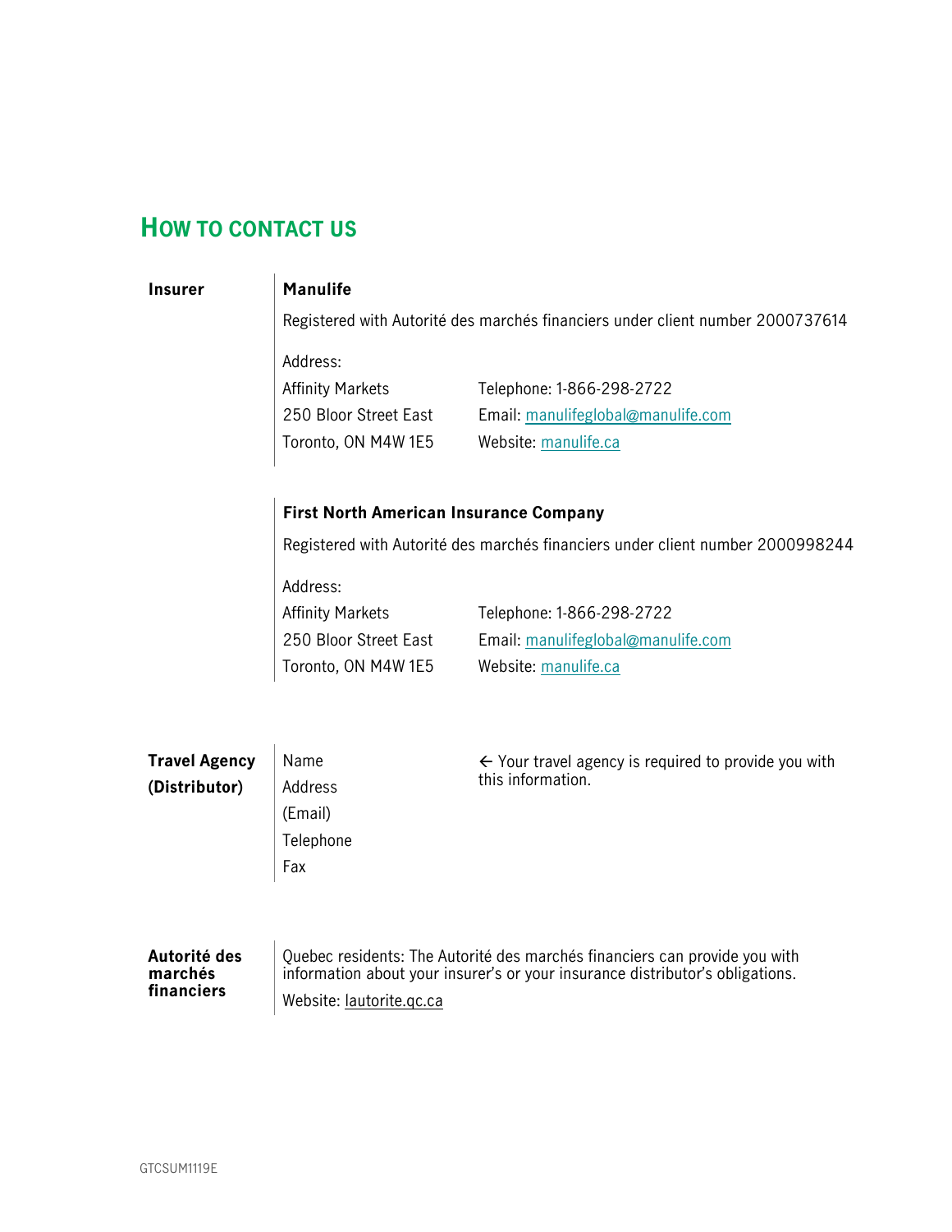## HOW TO CONTACT US

**Insurer**

**Manulife**

Registered with Autorité des marchés financiers under client number 2000737614

| Address: | |
|---|---|
| Affinity Markets | Telephone: 1-866-298-2722 |
| 250 Bloor Street East | Email: manulifeglobal@manulife.com |
| Toronto, ON M4W 1E5 | Website: manulife.ca |

**First North American Insurance Company**

Registered with Autorité des marchés financiers under client number 2000998244

| Address: | |
|---|---|
| Affinity Markets | Telephone: 1-866-298-2722 |
| 250 Bloor Street East | Email: manulifeglobal@manulife.com |
| Toronto, ON M4W 1E5 | Website: manulife.ca |

**Travel Agency (Distributor)**

| | |
|---|---|
| Name | ← Your travel agency is required to provide you with this information. |
| Address | |
| (Email) | |
| Telephone | |
| Fax | |

**Autorité des marchés financiers**

Quebec residents: The Autorité des marchés financiers can provide you with information about your insurer's or your insurance distributor's obligations.

Website: lautorite.qc.ca

GTCSUM1119E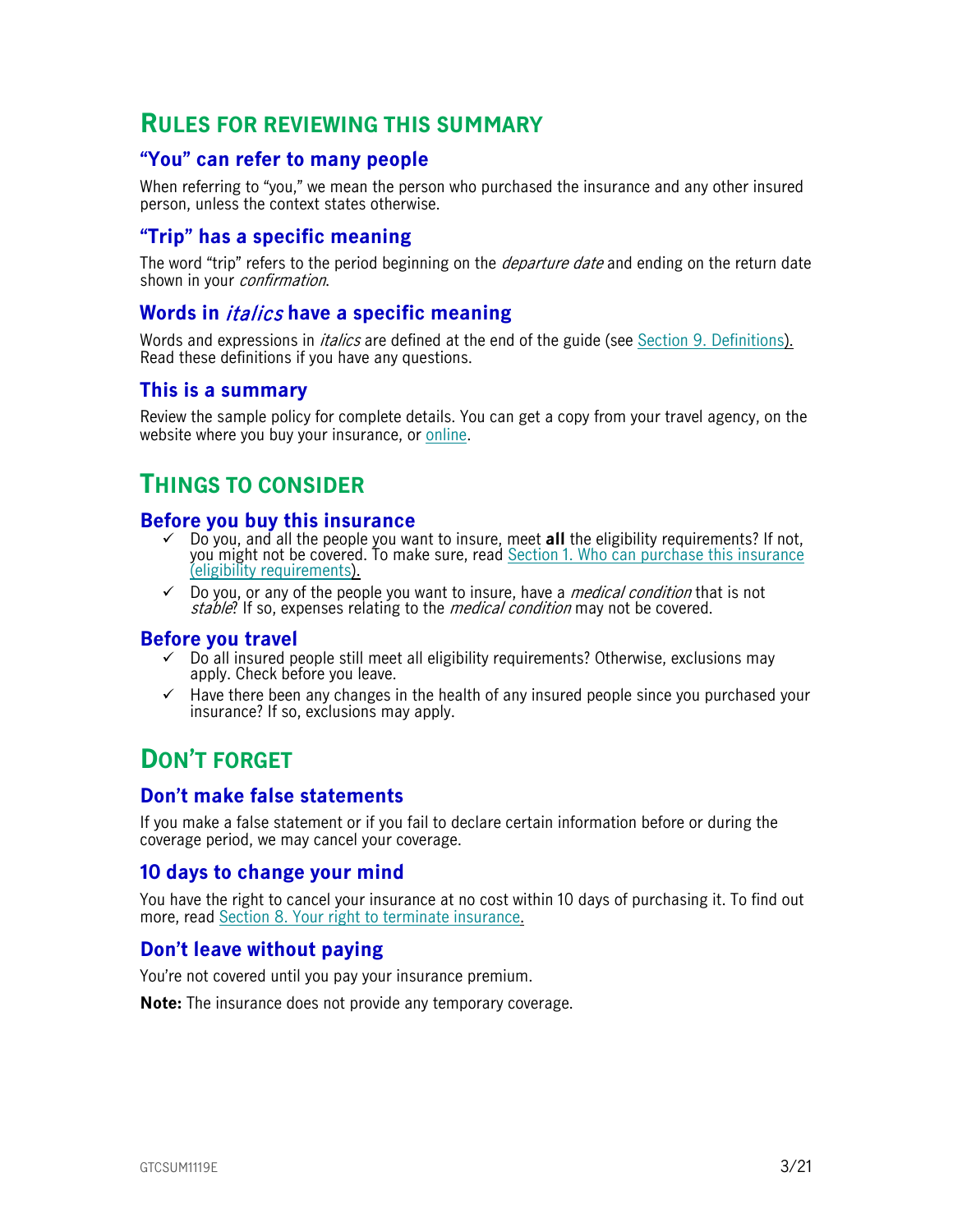# Rules for reviewing this summary

## "You" can refer to many people

When referring to "you," we mean the person who purchased the insurance and any other insured person, unless the context states otherwise.

## "Trip" has a specific meaning

The word "trip" refers to the period beginning on the *departure date* and ending on the return date shown in your *confirmation*.

## Words in *italics* have a specific meaning

Words and expressions in *italics* are defined at the end of the guide (see Section 9. Definitions). Read these definitions if you have any questions.

## This is a summary

Review the sample policy for complete details. You can get a copy from your travel agency, on the website where you buy your insurance, or online.

# Things to consider

## Before you buy this insurance

- ✓ Do you, and all the people you want to insure, meet **all** the eligibility requirements? If not, you might not be covered. To make sure, read Section 1. Who can purchase this insurance (eligibility requirements).
- ✓ Do you, or any of the people you want to insure, have a *medical condition* that is not *stable*? If so, expenses relating to the *medical condition* may not be covered.

## Before you travel

- ✓ Do all insured people still meet all eligibility requirements? Otherwise, exclusions may apply. Check before you leave.
- ✓ Have there been any changes in the health of any insured people since you purchased your insurance? If so, exclusions may apply.

# Don't forget

## Don't make false statements

If you make a false statement or if you fail to declare certain information before or during the coverage period, we may cancel your coverage.

## 10 days to change your mind

You have the right to cancel your insurance at no cost within 10 days of purchasing it. To find out more, read Section 8. Your right to terminate insurance.

## Don't leave without paying

You're not covered until you pay your insurance premium.

**Note:** The insurance does not provide any temporary coverage.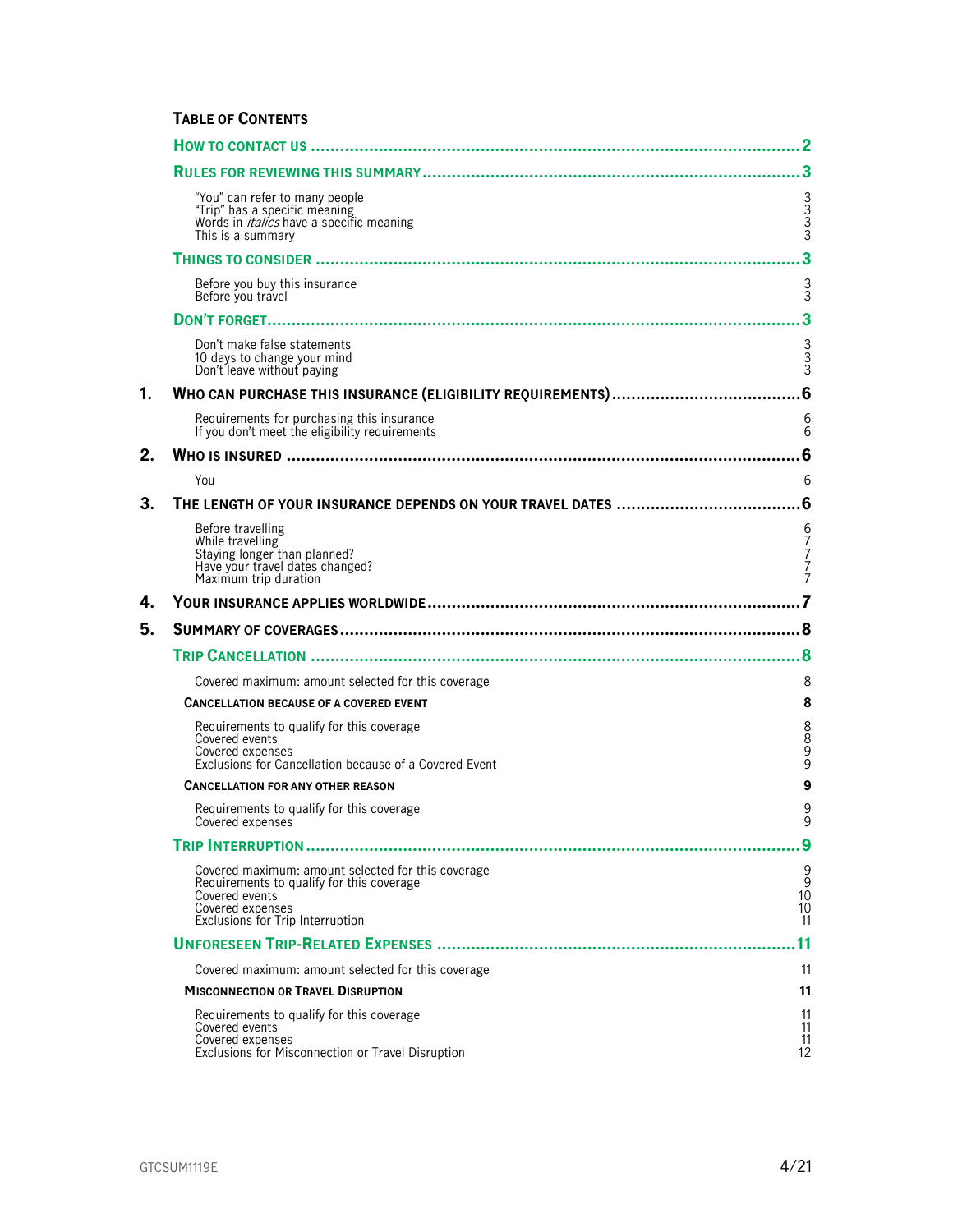## Table of Contents

| | | |
|---|---|---|
| | **How to contact us** | **2** |
| | **Rules for reviewing this summary** | **3** |
| | "You" can refer to many people | 3 |
| | "Trip" has a specific meaning | 3 |
| | Words in *italics* have a specific meaning | 3 |
| | This is a summary | 3 |
| | **Things to consider** | **3** |
| | Before you buy this insurance | 3 |
| | Before you travel | 3 |
| | **Don't forget** | **3** |
| | Don't make false statements | 3 |
| | 10 days to change your mind | 3 |
| | Don't leave without paying | 3 |
| **1.** | **Who can purchase this insurance (eligibility requirements)** | **6** |
| | Requirements for purchasing this insurance | 6 |
| | If you don't meet the eligibility requirements | 6 |
| **2.** | **Who is insured** | **6** |
| | You | 6 |
| **3.** | **The length of your insurance depends on your travel dates** | **6** |
| | Before travelling | 6 |
| | While travelling | 7 |
| | Staying longer than planned? | 7 |
| | Have your travel dates changed? | 7 |
| | Maximum trip duration | 7 |
| **4.** | **Your insurance applies worldwide** | **7** |
| **5.** | **Summary of coverages** | **8** |
| | **Trip Cancellation** | **8** |
| | Covered maximum: amount selected for this coverage | 8 |
| | **Cancellation because of a covered event** | **8** |
| | Requirements to qualify for this coverage | 8 |
| | Covered events | 8 |
| | Covered expenses | 9 |
| | Exclusions for Cancellation because of a Covered Event | 9 |
| | **Cancellation for any other reason** | **9** |
| | Requirements to qualify for this coverage | 9 |
| | Covered expenses | 9 |
| | **Trip Interruption** | **9** |
| | Covered maximum: amount selected for this coverage | 9 |
| | Requirements to qualify for this coverage | 9 |
| | Covered events | 10 |
| | Covered expenses | 10 |
| | Exclusions for Trip Interruption | 11 |
| | **Unforeseen Trip-Related Expenses** | **11** |
| | Covered maximum: amount selected for this coverage | 11 |
| | **Misconnection or Travel Disruption** | **11** |
| | Requirements to qualify for this coverage | 11 |
| | Covered events | 11 |
| | Covered expenses | 11 |
| | Exclusions for Misconnection or Travel Disruption | 12 |

GTCSUM1119E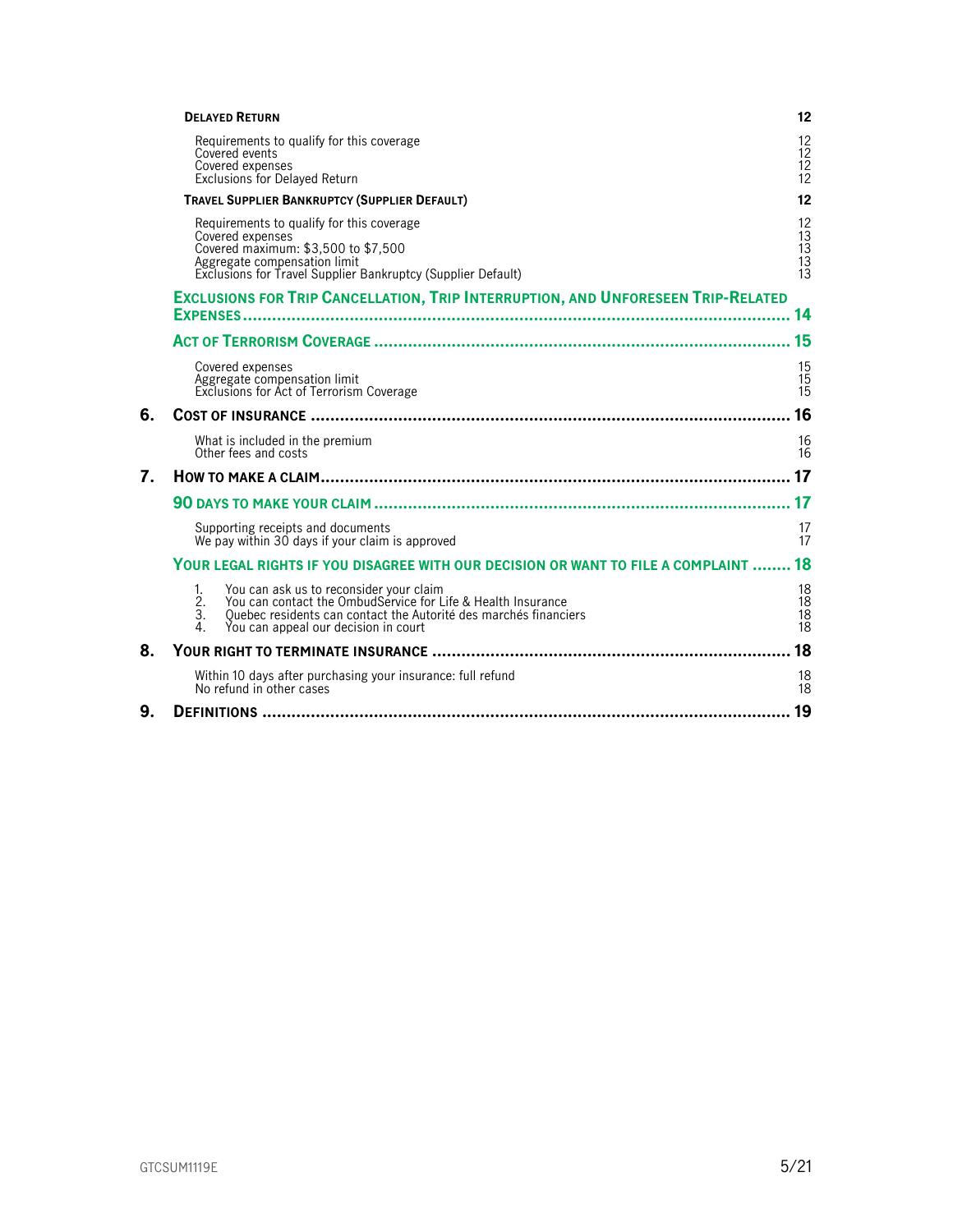**DELAYED RETURN** 12

- Requirements to qualify for this coverage 12
- Covered events 12
- Covered expenses 12
- Exclusions for Delayed Return 12

**TRAVEL SUPPLIER BANKRUPTCY (SUPPLIER DEFAULT)** 12

- Requirements to qualify for this coverage 12
- Covered expenses 13
- Covered maximum: $3,500 to $7,500 13
- Aggregate compensation limit 13
- Exclusions for Travel Supplier Bankruptcy (Supplier Default) 13

**EXCLUSIONS FOR TRIP CANCELLATION, TRIP INTERRUPTION, AND UNFORESEEN TRIP-RELATED EXPENSES** ........ 14

**ACT OF TERRORISM COVERAGE** ........ 15

- Covered expenses 15
- Aggregate compensation limit 15
- Exclusions for Act of Terrorism Coverage 15

**6. COST OF INSURANCE** ........ 16

- What is included in the premium 16
- Other fees and costs 16

**7. HOW TO MAKE A CLAIM** ........ 17

**90 DAYS TO MAKE YOUR CLAIM** ........ 17

- Supporting receipts and documents 17
- We pay within 30 days if your claim is approved 17

**YOUR LEGAL RIGHTS IF YOU DISAGREE WITH OUR DECISION OR WANT TO FILE A COMPLAINT** ........ 18

1. You can ask us to reconsider your claim 18
2. You can contact the OmbudService for Life & Health Insurance 18
3. Quebec residents can contact the Autorité des marchés financiers 18
4. You can appeal our decision in court 18

**8. YOUR RIGHT TO TERMINATE INSURANCE** ........ 18

- Within 10 days after purchasing your insurance: full refund 18
- No refund in other cases 18

**9. DEFINITIONS** ........ 19

GTCSUM1119E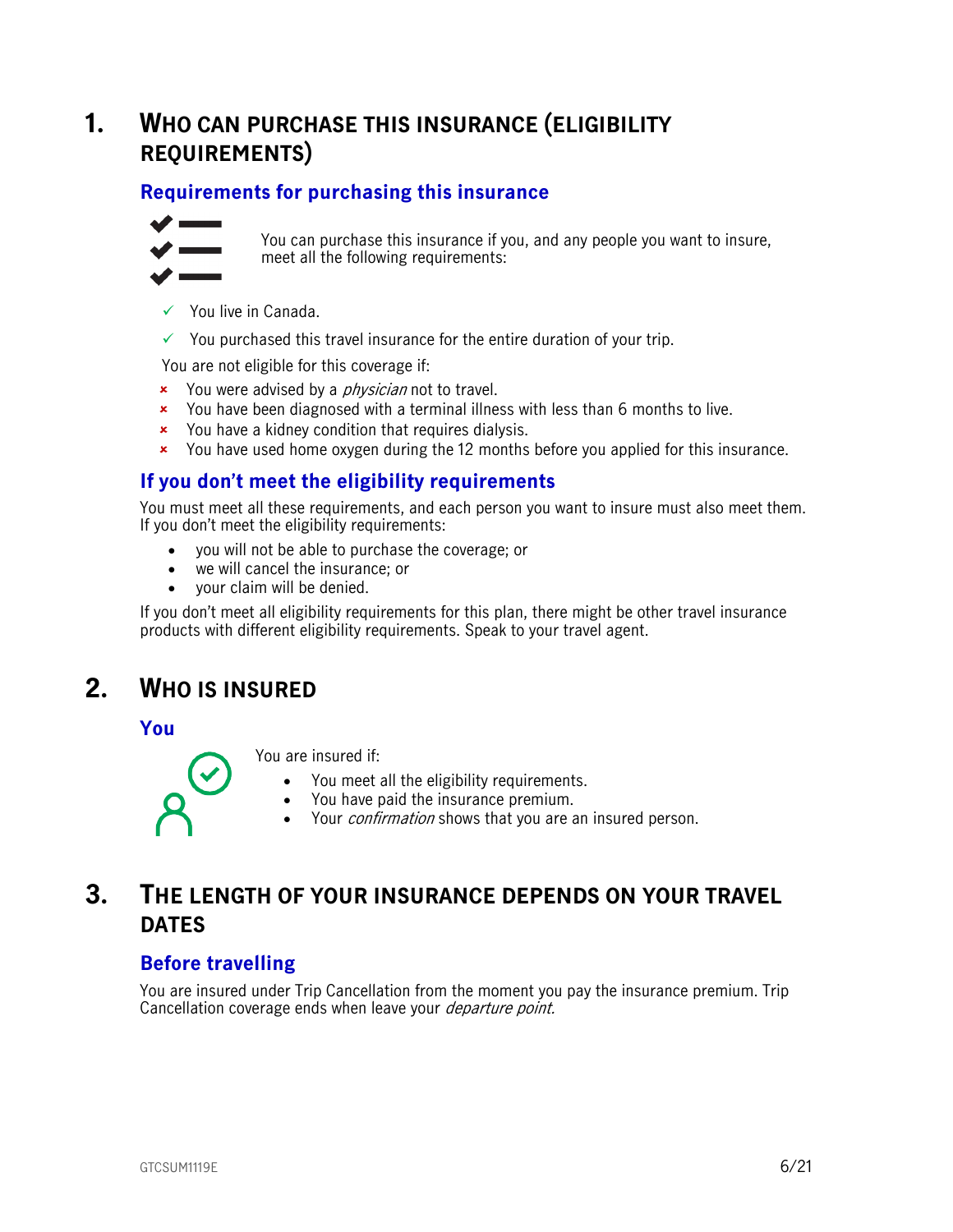## 1. Who can purchase this insurance (eligibility requirements)

### Requirements for purchasing this insurance

You can purchase this insurance if you, and any people you want to insure, meet all the following requirements:

- ✓ You live in Canada.
- ✓ You purchased this travel insurance for the entire duration of your trip.

You are not eligible for this coverage if:

- × You were advised by a *physician* not to travel.
- × You have been diagnosed with a terminal illness with less than 6 months to live.
- × You have a kidney condition that requires dialysis.
- × You have used home oxygen during the 12 months before you applied for this insurance.

### If you don't meet the eligibility requirements

You must meet all these requirements, and each person you want to insure must also meet them. If you don't meet the eligibility requirements:

- you will not be able to purchase the coverage; or
- we will cancel the insurance; or
- your claim will be denied.

If you don't meet all eligibility requirements for this plan, there might be other travel insurance products with different eligibility requirements. Speak to your travel agent.

## 2. Who is insured

### You

You are insured if:

- You meet all the eligibility requirements.
- You have paid the insurance premium.
- Your *confirmation* shows that you are an insured person.

## 3. The length of your insurance depends on your travel dates

### Before travelling

You are insured under Trip Cancellation from the moment you pay the insurance premium. Trip Cancellation coverage ends when leave your *departure point.*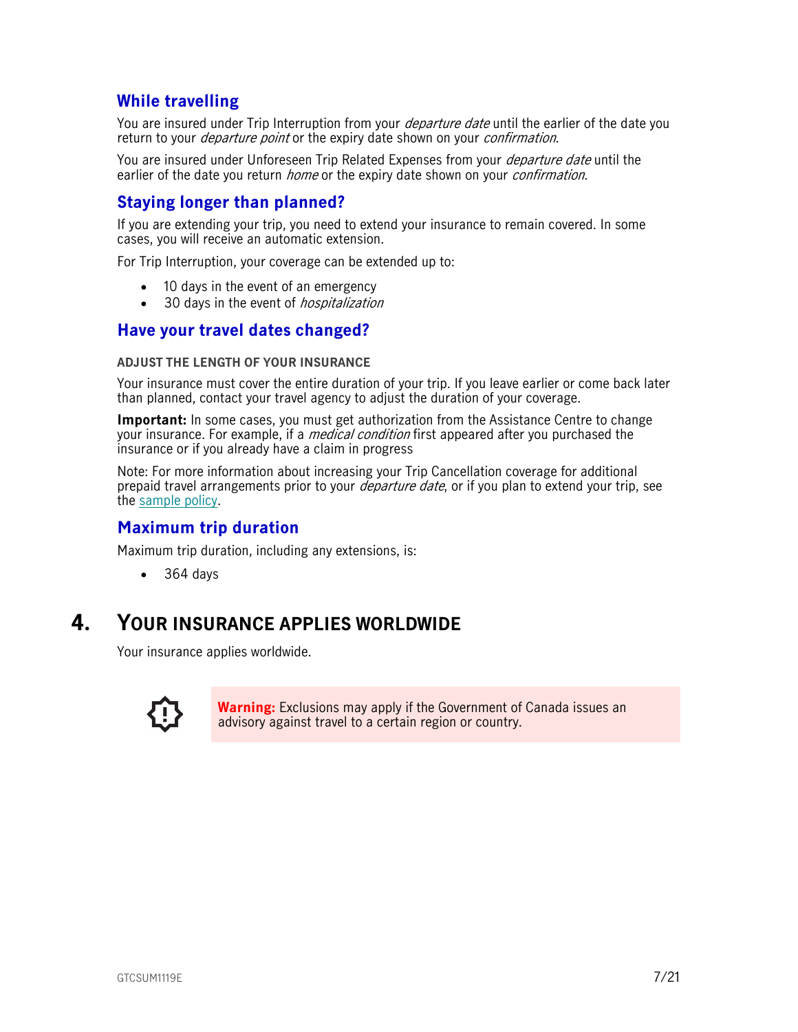### While travelling

You are insured under Trip Interruption from your *departure date* until the earlier of the date you return to your *departure point* or the expiry date shown on your *confirmation*.

You are insured under Unforeseen Trip Related Expenses from your *departure date* until the earlier of the date you return *home* or the expiry date shown on your *confirmation*.

### Staying longer than planned?

If you are extending your trip, you need to extend your insurance to remain covered. In some cases, you will receive an automatic extension.

For Trip Interruption, your coverage can be extended up to:

- 10 days in the event of an emergency
- 30 days in the event of *hospitalization*

### Have your travel dates changed?

**ADJUST THE LENGTH OF YOUR INSURANCE**

Your insurance must cover the entire duration of your trip. If you leave earlier or come back later than planned, contact your travel agency to adjust the duration of your coverage.

**Important:** In some cases, you must get authorization from the Assistance Centre to change your insurance. For example, if a *medical condition* first appeared after you purchased the insurance or if you already have a claim in progress

Note: For more information about increasing your Trip Cancellation coverage for additional prepaid travel arrangements prior to your *departure date*, or if you plan to extend your trip, see the sample policy.

### Maximum trip duration

Maximum trip duration, including any extensions, is:

- 364 days

## 4. YOUR INSURANCE APPLIES WORLDWIDE

Your insurance applies worldwide.

**Warning:** Exclusions may apply if the Government of Canada issues an advisory against travel to a certain region or country.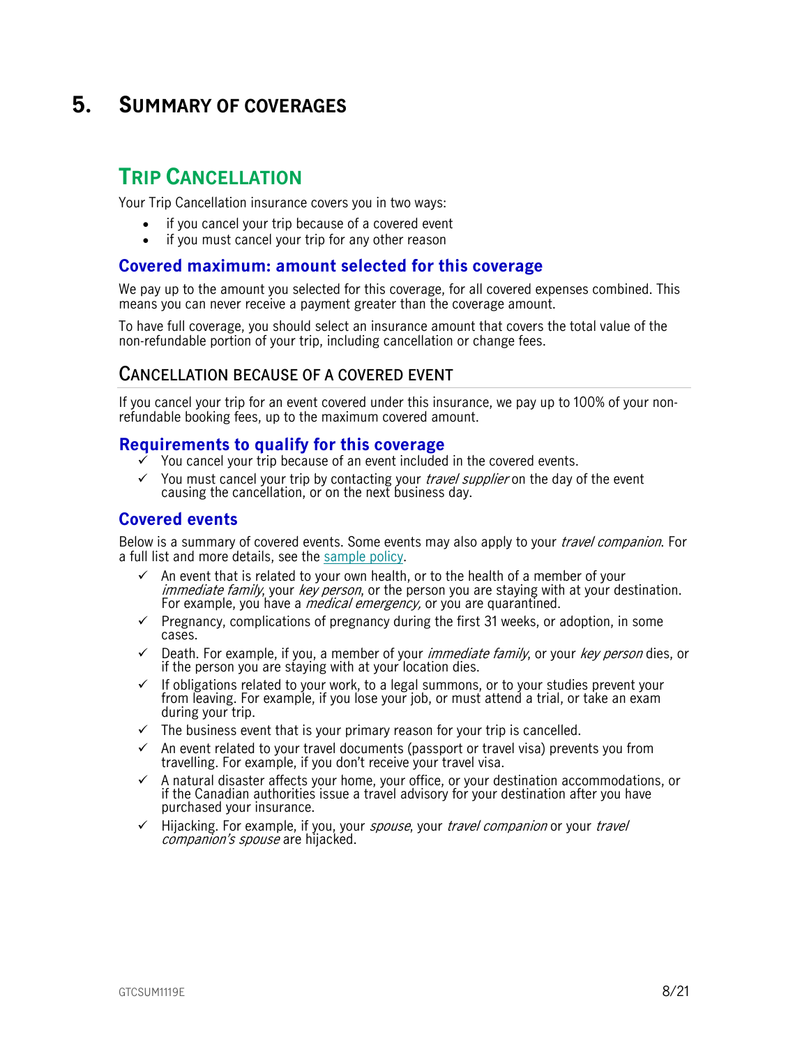# 5. Summary of coverages

## Trip Cancellation

Your Trip Cancellation insurance covers you in two ways:

- if you cancel your trip because of a covered event
- if you must cancel your trip for any other reason

### Covered maximum: amount selected for this coverage

We pay up to the amount you selected for this coverage, for all covered expenses combined. This means you can never receive a payment greater than the coverage amount.

To have full coverage, you should select an insurance amount that covers the total value of the non-refundable portion of your trip, including cancellation or change fees.

### Cancellation because of a covered event

If you cancel your trip for an event covered under this insurance, we pay up to 100% of your non-refundable booking fees, up to the maximum covered amount.

#### Requirements to qualify for this coverage

- ✓ You cancel your trip because of an event included in the covered events.
- ✓ You must cancel your trip by contacting your *travel supplier* on the day of the event causing the cancellation, or on the next business day.

#### Covered events

Below is a summary of covered events. Some events may also apply to your *travel companion*. For a full list and more details, see the sample policy.

- ✓ An event that is related to your own health, or to the health of a member of your *immediate family*, your *key person*, or the person you are staying with at your destination. For example, you have a *medical emergency,* or you are quarantined.
- ✓ Pregnancy, complications of pregnancy during the first 31 weeks, or adoption, in some cases.
- ✓ Death. For example, if you, a member of your *immediate family*, or your *key person* dies, or if the person you are staying with at your location dies.
- ✓ If obligations related to your work, to a legal summons, or to your studies prevent your from leaving. For example, if you lose your job, or must attend a trial, or take an exam during your trip.
- ✓ The business event that is your primary reason for your trip is cancelled.
- ✓ An event related to your travel documents (passport or travel visa) prevents you from travelling. For example, if you don't receive your travel visa.
- ✓ A natural disaster affects your home, your office, or your destination accommodations, or if the Canadian authorities issue a travel advisory for your destination after you have purchased your insurance.
- ✓ Hijacking. For example, if you, your *spouse*, your *travel companion* or your *travel companion's spouse* are hijacked.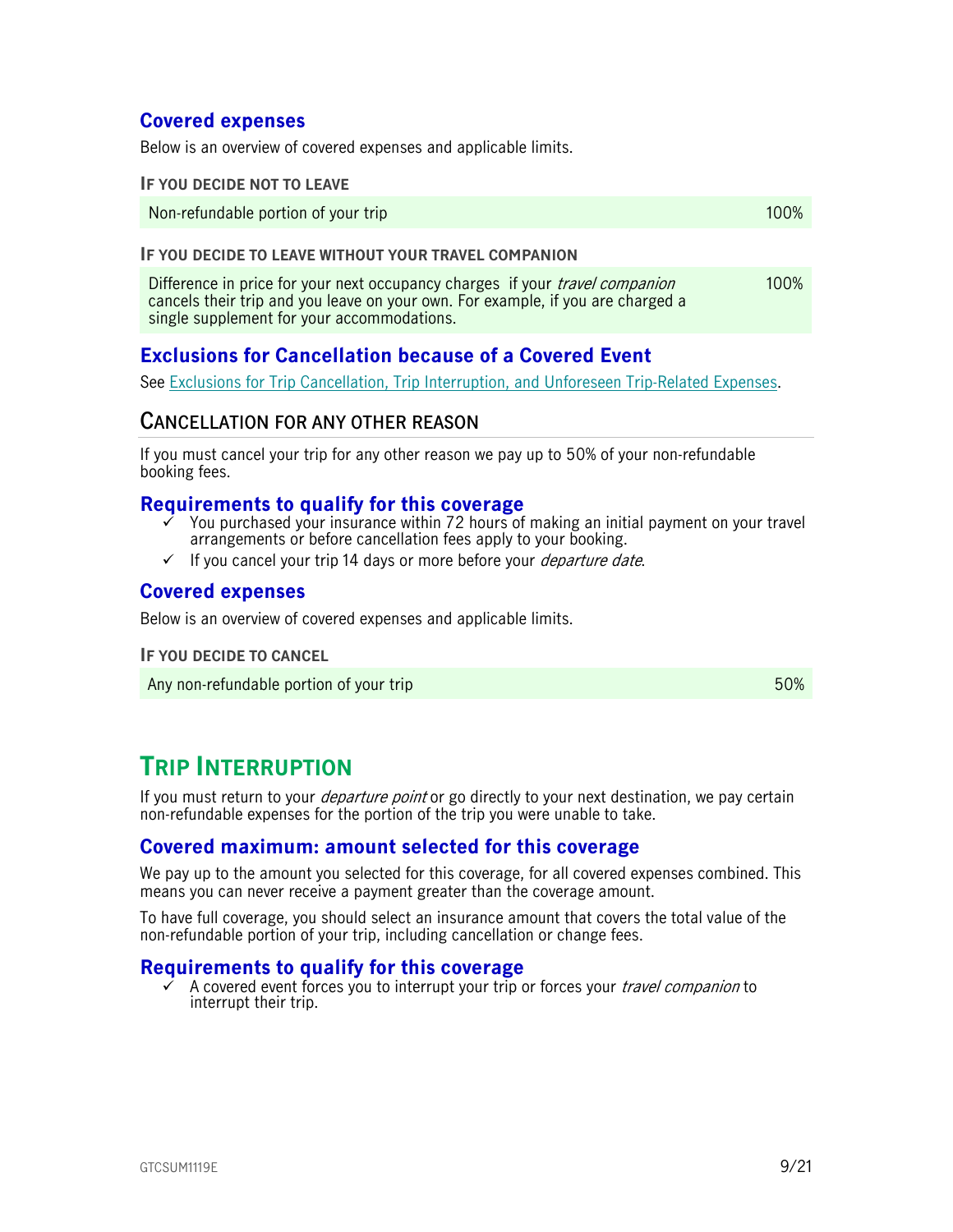### Covered expenses

Below is an overview of covered expenses and applicable limits.

**IF YOU DECIDE NOT TO LEAVE**

| | |
|---|---|
| Non-refundable portion of your trip | 100% |

**IF YOU DECIDE TO LEAVE WITHOUT YOUR TRAVEL COMPANION**

| | |
|---|---|
| Difference in price for your next occupancy charges if your *travel companion* cancels their trip and you leave on your own. For example, if you are charged a single supplement for your accommodations. | 100% |

### Exclusions for Cancellation because of a Covered Event

See Exclusions for Trip Cancellation, Trip Interruption, and Unforeseen Trip-Related Expenses.

## CANCELLATION FOR ANY OTHER REASON

If you must cancel your trip for any other reason we pay up to 50% of your non-refundable booking fees.

### Requirements to qualify for this coverage

- ✓ You purchased your insurance within 72 hours of making an initial payment on your travel arrangements or before cancellation fees apply to your booking.
- ✓ If you cancel your trip 14 days or more before your *departure date*.

### Covered expenses

Below is an overview of covered expenses and applicable limits.

**IF YOU DECIDE TO CANCEL**

| | |
|---|---|
| Any non-refundable portion of your trip | 50% |

# TRIP INTERRUPTION

If you must return to your *departure point* or go directly to your next destination, we pay certain non-refundable expenses for the portion of the trip you were unable to take.

### Covered maximum: amount selected for this coverage

We pay up to the amount you selected for this coverage, for all covered expenses combined. This means you can never receive a payment greater than the coverage amount.

To have full coverage, you should select an insurance amount that covers the total value of the non-refundable portion of your trip, including cancellation or change fees.

### Requirements to qualify for this coverage

- ✓ A covered event forces you to interrupt your trip or forces your *travel companion* to interrupt their trip.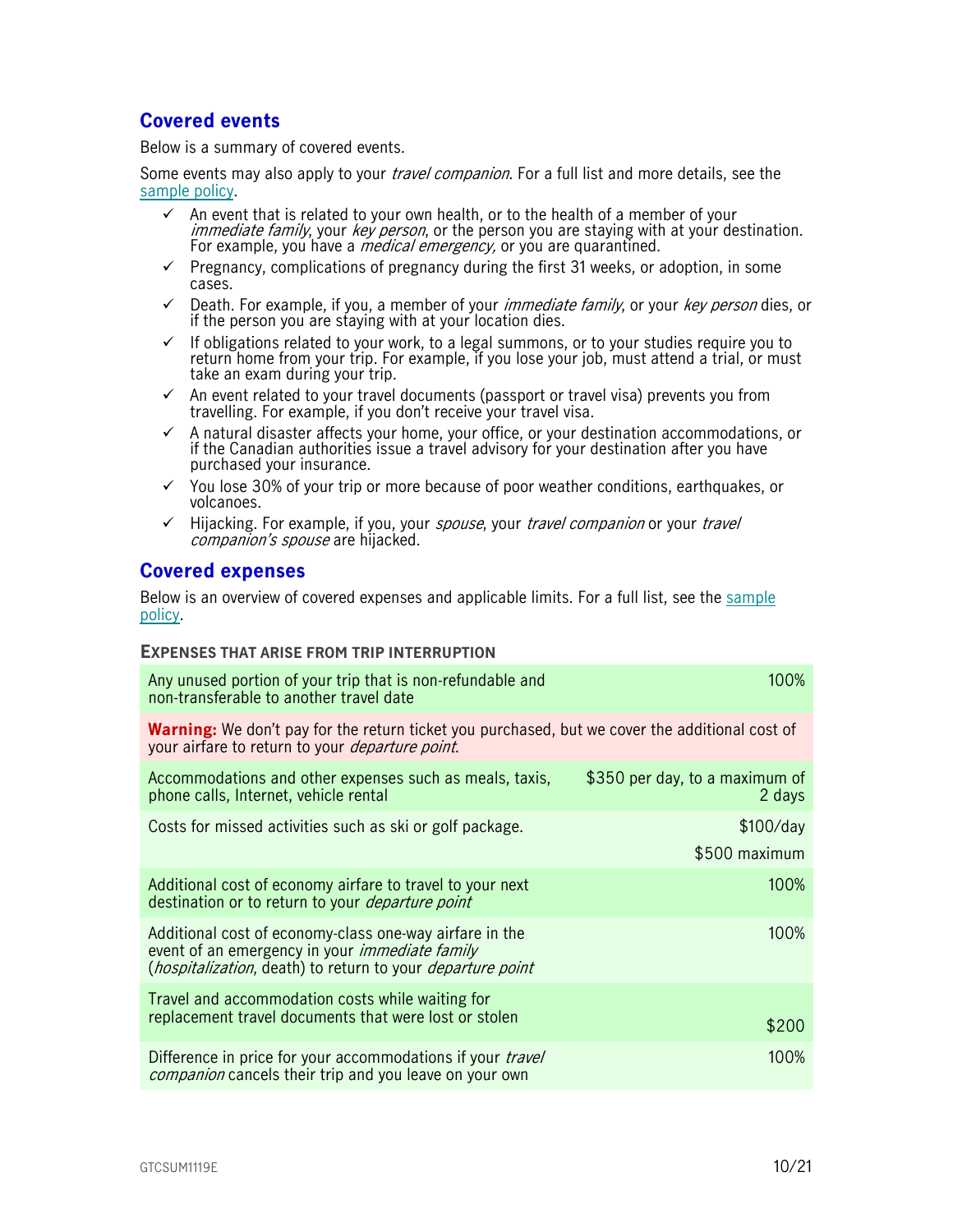## Covered events

Below is a summary of covered events.

Some events may also apply to your *travel companion*. For a full list and more details, see the sample policy.

- ✓ An event that is related to your own health, or to the health of a member of your *immediate family*, your *key person*, or the person you are staying with at your destination. For example, you have a *medical emergency*, or you are quarantined.
- ✓ Pregnancy, complications of pregnancy during the first 31 weeks, or adoption, in some cases.
- ✓ Death. For example, if you, a member of your *immediate family*, or your *key person* dies, or if the person you are staying with at your location dies.
- ✓ If obligations related to your work, to a legal summons, or to your studies require you to return home from your trip. For example, if you lose your job, must attend a trial, or must take an exam during your trip.
- ✓ An event related to your travel documents (passport or travel visa) prevents you from travelling. For example, if you don't receive your travel visa.
- ✓ A natural disaster affects your home, your office, or your destination accommodations, or if the Canadian authorities issue a travel advisory for your destination after you have purchased your insurance.
- ✓ You lose 30% of your trip or more because of poor weather conditions, earthquakes, or volcanoes.
- ✓ Hijacking. For example, if you, your *spouse*, your *travel companion* or your *travel companion's spouse* are hijacked.

## Covered expenses

Below is an overview of covered expenses and applicable limits. For a full list, see the sample policy.

**EXPENSES THAT ARISE FROM TRIP INTERRUPTION**

| Expense | Limit |
|---|---|
| Any unused portion of your trip that is non-refundable and non-transferable to another travel date | 100% |
| **Warning:** We don't pay for the return ticket you purchased, but we cover the additional cost of your airfare to return to your *departure point*. | |
| Accommodations and other expenses such as meals, taxis, phone calls, Internet, vehicle rental | $350 per day, to a maximum of 2 days |
| Costs for missed activities such as ski or golf package. | $100/day<br>$500 maximum |
| Additional cost of economy airfare to travel to your next destination or to return to your *departure point* | 100% |
| Additional cost of economy-class one-way airfare in the event of an emergency in your *immediate family* (*hospitalization*, death) to return to your *departure point* | 100% |
| Travel and accommodation costs while waiting for replacement travel documents that were lost or stolen | $200 |
| Difference in price for your accommodations if your *travel companion* cancels their trip and you leave on your own | 100% |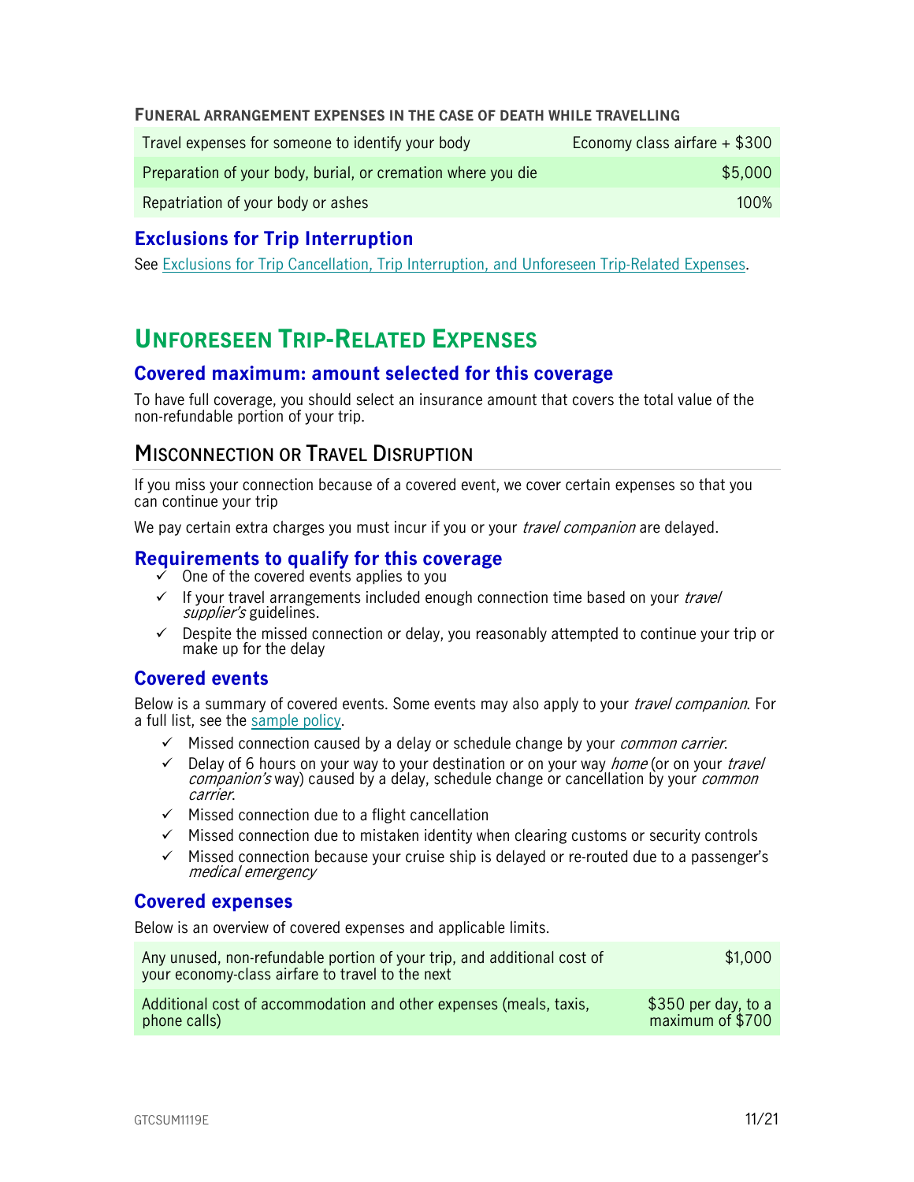#### FUNERAL ARRANGEMENT EXPENSES IN THE CASE OF DEATH WHILE TRAVELLING

| | |
|---|---|
| Travel expenses for someone to identify your body | Economy class airfare + $300 |
| Preparation of your body, burial, or cremation where you die | $5,000 |
| Repatriation of your body or ashes | 100% |

### Exclusions for Trip Interruption

See Exclusions for Trip Cancellation, Trip Interruption, and Unforeseen Trip-Related Expenses.

## UNFORESEEN TRIP-RELATED EXPENSES

### Covered maximum: amount selected for this coverage

To have full coverage, you should select an insurance amount that covers the total value of the non-refundable portion of your trip.

### MISCONNECTION OR TRAVEL DISRUPTION

If you miss your connection because of a covered event, we cover certain expenses so that you can continue your trip

We pay certain extra charges you must incur if you or your *travel companion* are delayed.

### Requirements to qualify for this coverage

- ✓ One of the covered events applies to you
- ✓ If your travel arrangements included enough connection time based on your *travel supplier's* guidelines.
- ✓ Despite the missed connection or delay, you reasonably attempted to continue your trip or make up for the delay

### Covered events

Below is a summary of covered events. Some events may also apply to your *travel companion*. For a full list, see the sample policy.

- ✓ Missed connection caused by a delay or schedule change by your *common carrier*.
- ✓ Delay of 6 hours on your way to your destination or on your way *home* (or on your *travel companion's* way) caused by a delay, schedule change or cancellation by your *common carrier*.
- ✓ Missed connection due to a flight cancellation
- ✓ Missed connection due to mistaken identity when clearing customs or security controls
- ✓ Missed connection because your cruise ship is delayed or re-routed due to a passenger's *medical emergency*

### Covered expenses

Below is an overview of covered expenses and applicable limits.

| | |
|---|---|
| Any unused, non-refundable portion of your trip, and additional cost of your economy-class airfare to travel to the next | $1,000 |
| Additional cost of accommodation and other expenses (meals, taxis, phone calls) | $350 per day, to a maximum of $700 |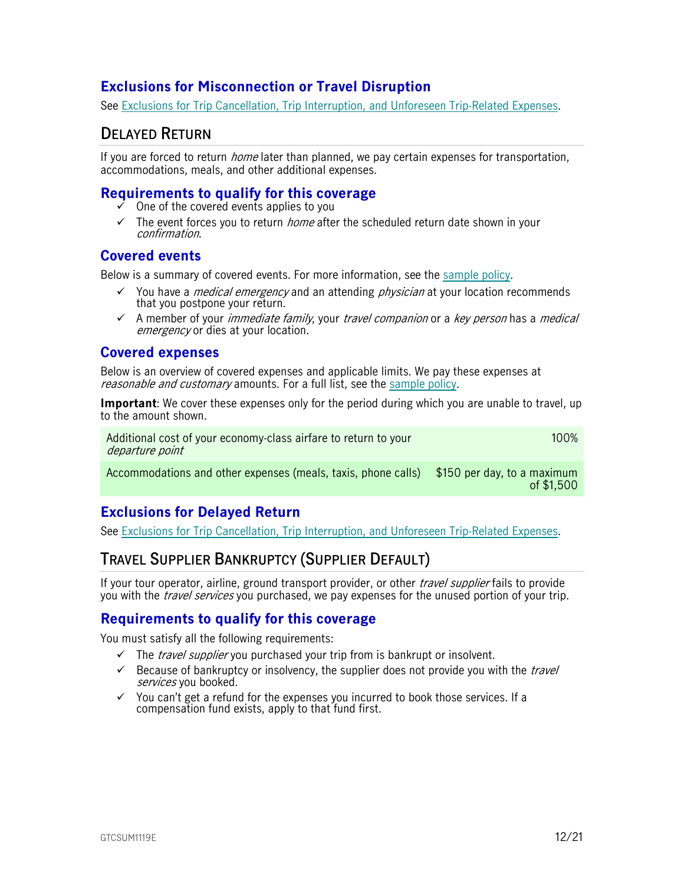### Exclusions for Misconnection or Travel Disruption

See [Exclusions for Trip Cancellation, Trip Interruption, and Unforeseen Trip-Related Expenses]().

## Delayed Return

If you are forced to return *home* later than planned, we pay certain expenses for transportation, accommodations, meals, and other additional expenses.

### Requirements to qualify for this coverage

- ✓ One of the covered events applies to you
- ✓ The event forces you to return *home* after the scheduled return date shown in your *confirmation*.

### Covered events

Below is a summary of covered events. For more information, see the [sample policy]().

- ✓ You have a *medical emergency* and an attending *physician* at your location recommends that you postpone your return.
- ✓ A member of your *immediate family*, your *travel companion* or a *key person* has a *medical emergency* or dies at your location.

### Covered expenses

Below is an overview of covered expenses and applicable limits. We pay these expenses at *reasonable and customary* amounts. For a full list, see the [sample policy]().

**Important**: We cover these expenses only for the period during which you are unable to travel, up to the amount shown.

| Expense | Limit |
|---|---|
| Additional cost of your economy-class airfare to return to your *departure point* | 100% |
| Accommodations and other expenses (meals, taxis, phone calls) | $150 per day, to a maximum of $1,500 |

### Exclusions for Delayed Return

See [Exclusions for Trip Cancellation, Trip Interruption, and Unforeseen Trip-Related Expenses]().

## Travel Supplier Bankruptcy (Supplier Default)

If your tour operator, airline, ground transport provider, or other *travel supplier* fails to provide you with the *travel services* you purchased, we pay expenses for the unused portion of your trip.

### Requirements to qualify for this coverage

You must satisfy all the following requirements:

- ✓ The *travel supplier* you purchased your trip from is bankrupt or insolvent.
- ✓ Because of bankruptcy or insolvency, the supplier does not provide you with the *travel services* you booked.
- ✓ You can't get a refund for the expenses you incurred to book those services. If a compensation fund exists, apply to that fund first.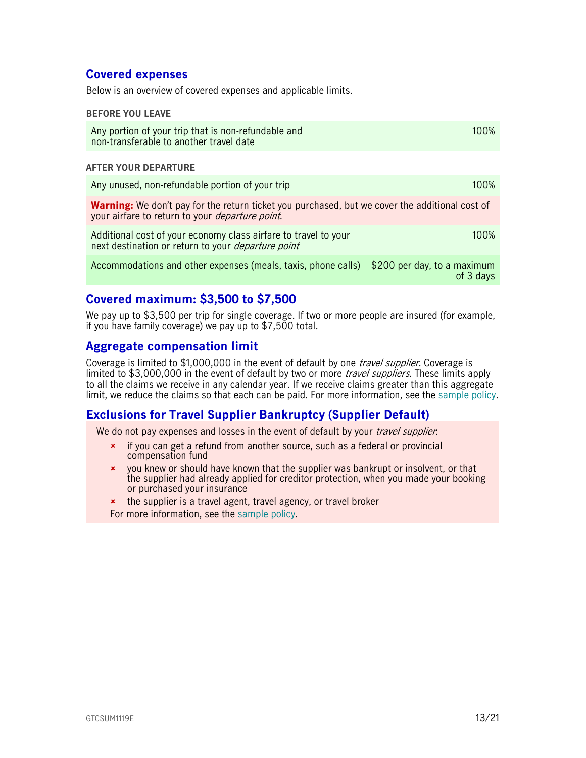## Covered expenses

Below is an overview of covered expenses and applicable limits.

**BEFORE YOU LEAVE**

| | |
|---|---|
| Any portion of your trip that is non-refundable and non-transferable to another travel date | 100% |

**AFTER YOUR DEPARTURE**

| | |
|---|---|
| Any unused, non-refundable portion of your trip | 100% |
| **Warning:** We don't pay for the return ticket you purchased, but we cover the additional cost of your airfare to return to your *departure point*. | |
| Additional cost of your economy class airfare to travel to your next destination or return to your *departure point* | 100% |
| Accommodations and other expenses (meals, taxis, phone calls) | $200 per day, to a maximum of 3 days |

## Covered maximum: $3,500 to $7,500

We pay up to $3,500 per trip for single coverage. If two or more people are insured (for example, if you have family coverage) we pay up to $7,500 total.

## Aggregate compensation limit

Coverage is limited to $1,000,000 in the event of default by one *travel supplier*. Coverage is limited to $3,000,000 in the event of default by two or more *travel suppliers*. These limits apply to all the claims we receive in any calendar year. If we receive claims greater than this aggregate limit, we reduce the claims so that each can be paid. For more information, see the sample policy.

## Exclusions for Travel Supplier Bankruptcy (Supplier Default)

We do not pay expenses and losses in the event of default by your *travel supplier*:

- if you can get a refund from another source, such as a federal or provincial compensation fund
- you knew or should have known that the supplier was bankrupt or insolvent, or that the supplier had already applied for creditor protection, when you made your booking or purchased your insurance
- the supplier is a travel agent, travel agency, or travel broker

For more information, see the sample policy.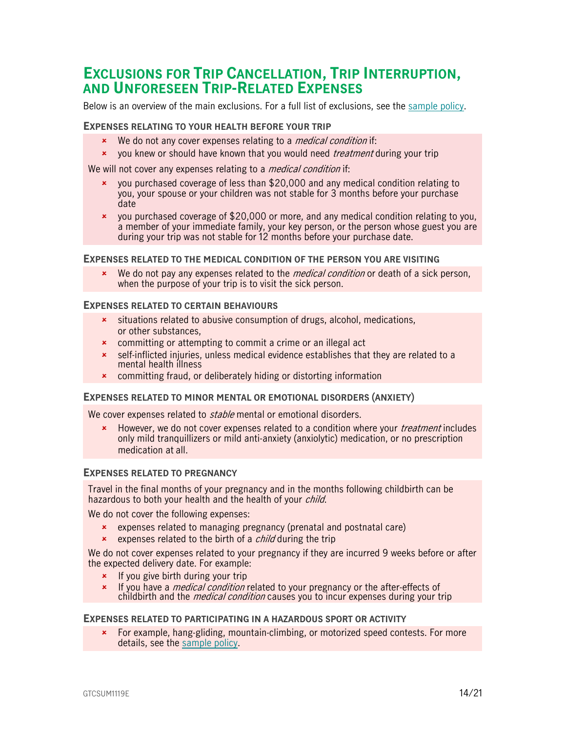## Exclusions for Trip Cancellation, Trip Interruption, and Unforeseen Trip-Related Expenses

Below is an overview of the main exclusions. For a full list of exclusions, see the sample policy.

### Expenses relating to your health before your trip

- We do not any cover expenses relating to a *medical condition* if:
- you knew or should have known that you would need *treatment* during your trip

We will not cover any expenses relating to a *medical condition* if:

- you purchased coverage of less than $20,000 and any medical condition relating to you, your spouse or your children was not stable for 3 months before your purchase date
- you purchased coverage of $20,000 or more, and any medical condition relating to you, a member of your immediate family, your key person, or the person whose guest you are during your trip was not stable for 12 months before your purchase date.

### Expenses related to the medical condition of the person you are visiting

- We do not pay any expenses related to the *medical condition* or death of a sick person, when the purpose of your trip is to visit the sick person.

### Expenses related to certain behaviours

- situations related to abusive consumption of drugs, alcohol, medications, or other substances,
- committing or attempting to commit a crime or an illegal act
- self-inflicted injuries, unless medical evidence establishes that they are related to a mental health illness
- committing fraud, or deliberately hiding or distorting information

### Expenses related to minor mental or emotional disorders (anxiety)

We cover expenses related to *stable* mental or emotional disorders.

- However, we do not cover expenses related to a condition where your *treatment* includes only mild tranquillizers or mild anti-anxiety (anxiolytic) medication, or no prescription medication at all.

### Expenses related to pregnancy

Travel in the final months of your pregnancy and in the months following childbirth can be hazardous to both your health and the health of your *child*.

We do not cover the following expenses:

- expenses related to managing pregnancy (prenatal and postnatal care)
- expenses related to the birth of a *child* during the trip

We do not cover expenses related to your pregnancy if they are incurred 9 weeks before or after the expected delivery date. For example:

- If you give birth during your trip
- If you have a *medical condition* related to your pregnancy or the after-effects of childbirth and the *medical condition* causes you to incur expenses during your trip

### Expenses related to participating in a hazardous sport or activity

- For example, hang-gliding, mountain-climbing, or motorized speed contests. For more details, see the sample policy.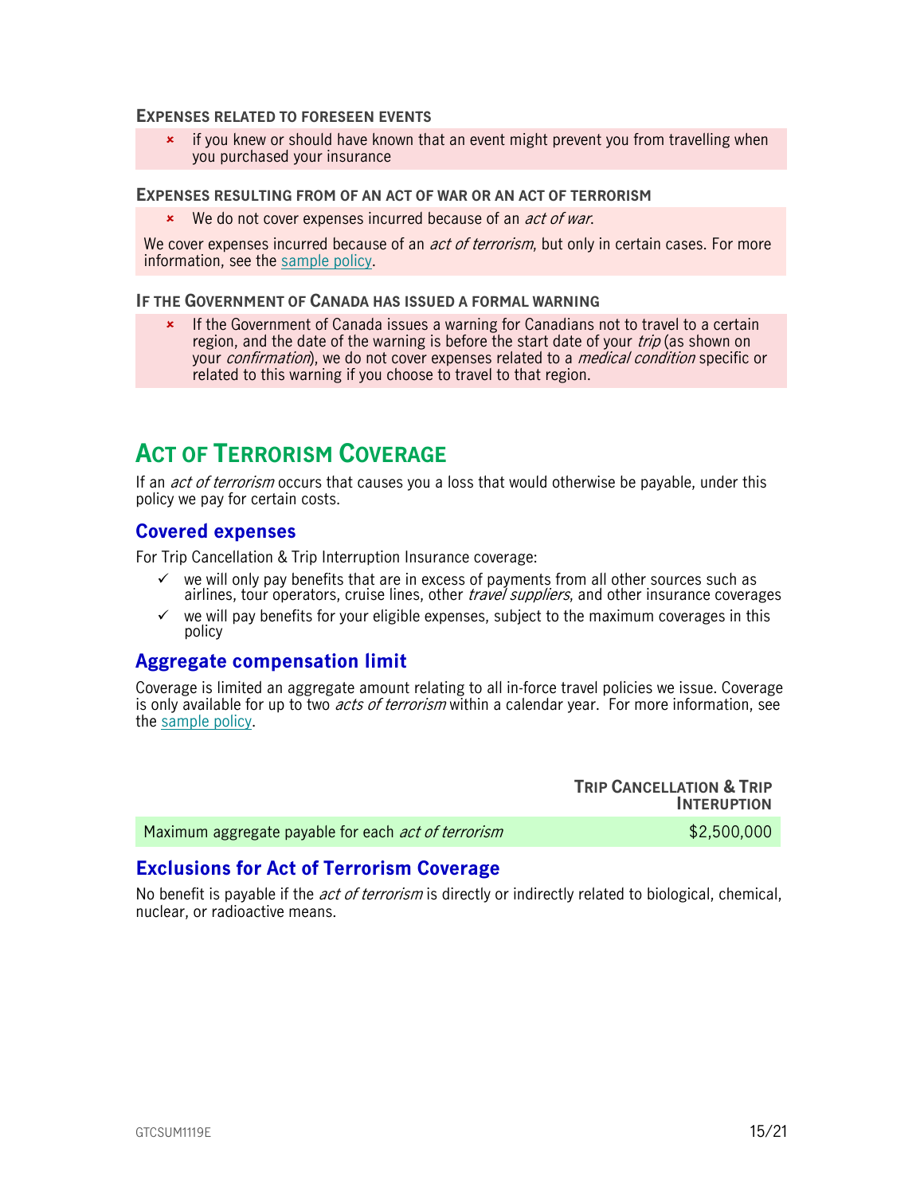#### EXPENSES RELATED TO FORESEEN EVENTS

- ✗ if you knew or should have known that an event might prevent you from travelling when you purchased your insurance

#### EXPENSES RESULTING FROM OF AN ACT OF WAR OR AN ACT OF TERRORISM

- ✗ We do not cover expenses incurred because of an *act of war*.

We cover expenses incurred because of an *act of terrorism*, but only in certain cases. For more information, see the sample policy.

#### IF THE GOVERNMENT OF CANADA HAS ISSUED A FORMAL WARNING

- ✗ If the Government of Canada issues a warning for Canadians not to travel to a certain region, and the date of the warning is before the start date of your *trip* (as shown on your *confirmation*), we do not cover expenses related to a *medical condition* specific or related to this warning if you choose to travel to that region.

## ACT OF TERRORISM COVERAGE

If an *act of terrorism* occurs that causes you a loss that would otherwise be payable, under this policy we pay for certain costs.

### Covered expenses

For Trip Cancellation & Trip Interruption Insurance coverage:

- ✓ we will only pay benefits that are in excess of payments from all other sources such as airlines, tour operators, cruise lines, other *travel suppliers*, and other insurance coverages
- ✓ we will pay benefits for your eligible expenses, subject to the maximum coverages in this policy

### Aggregate compensation limit

Coverage is limited an aggregate amount relating to all in-force travel policies we issue. Coverage is only available for up to two *acts of terrorism* within a calendar year. For more information, see the sample policy.

| | TRIP CANCELLATION & TRIP INTERUPTION |
|---|---|
| Maximum aggregate payable for each *act of terrorism* | $2,500,000 |

### Exclusions for Act of Terrorism Coverage

No benefit is payable if the *act of terrorism* is directly or indirectly related to biological, chemical, nuclear, or radioactive means.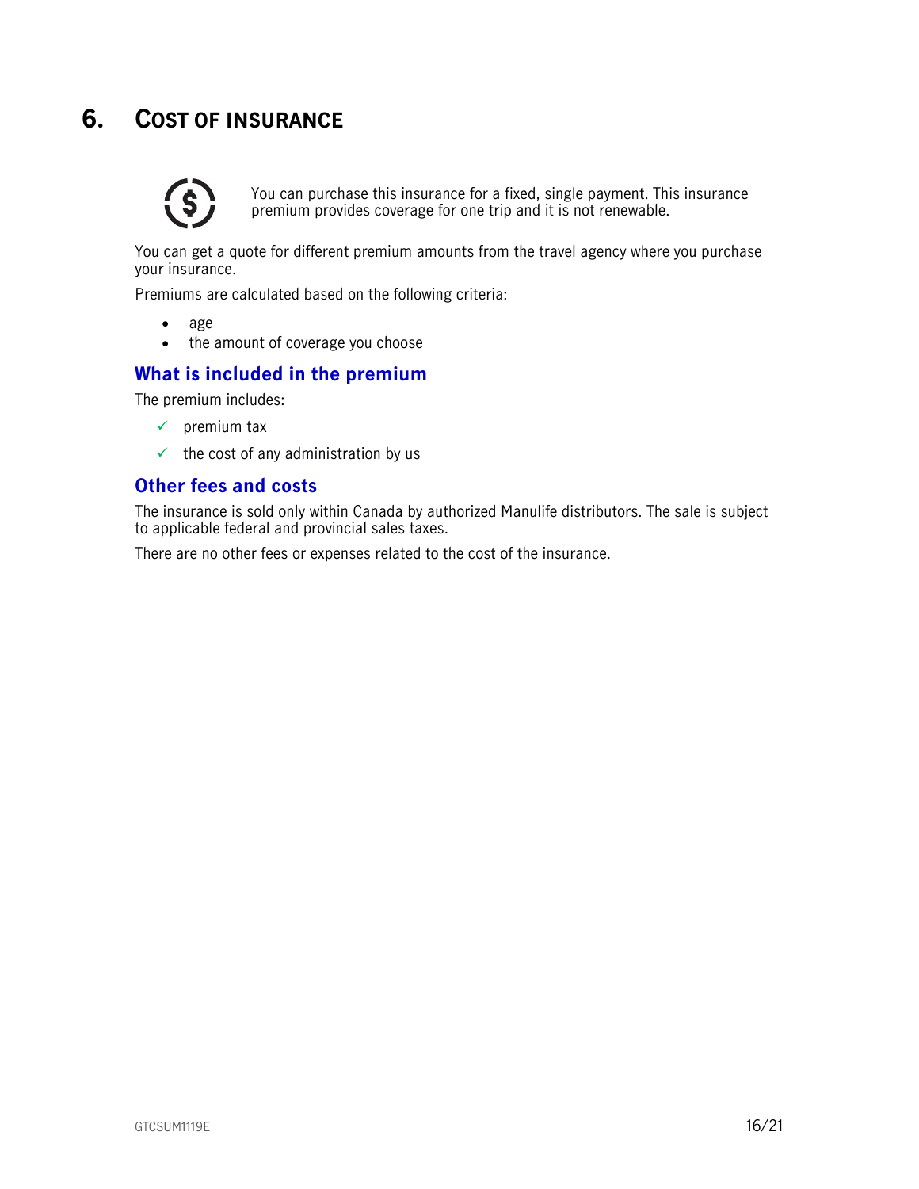# 6. COST OF INSURANCE

You can purchase this insurance for a fixed, single payment. This insurance premium provides coverage for one trip and it is not renewable.

You can get a quote for different premium amounts from the travel agency where you purchase your insurance.

Premiums are calculated based on the following criteria:

- age
- the amount of coverage you choose

## What is included in the premium

The premium includes:

- ✓ premium tax
- ✓ the cost of any administration by us

## Other fees and costs

The insurance is sold only within Canada by authorized Manulife distributors. The sale is subject to applicable federal and provincial sales taxes.

There are no other fees or expenses related to the cost of the insurance.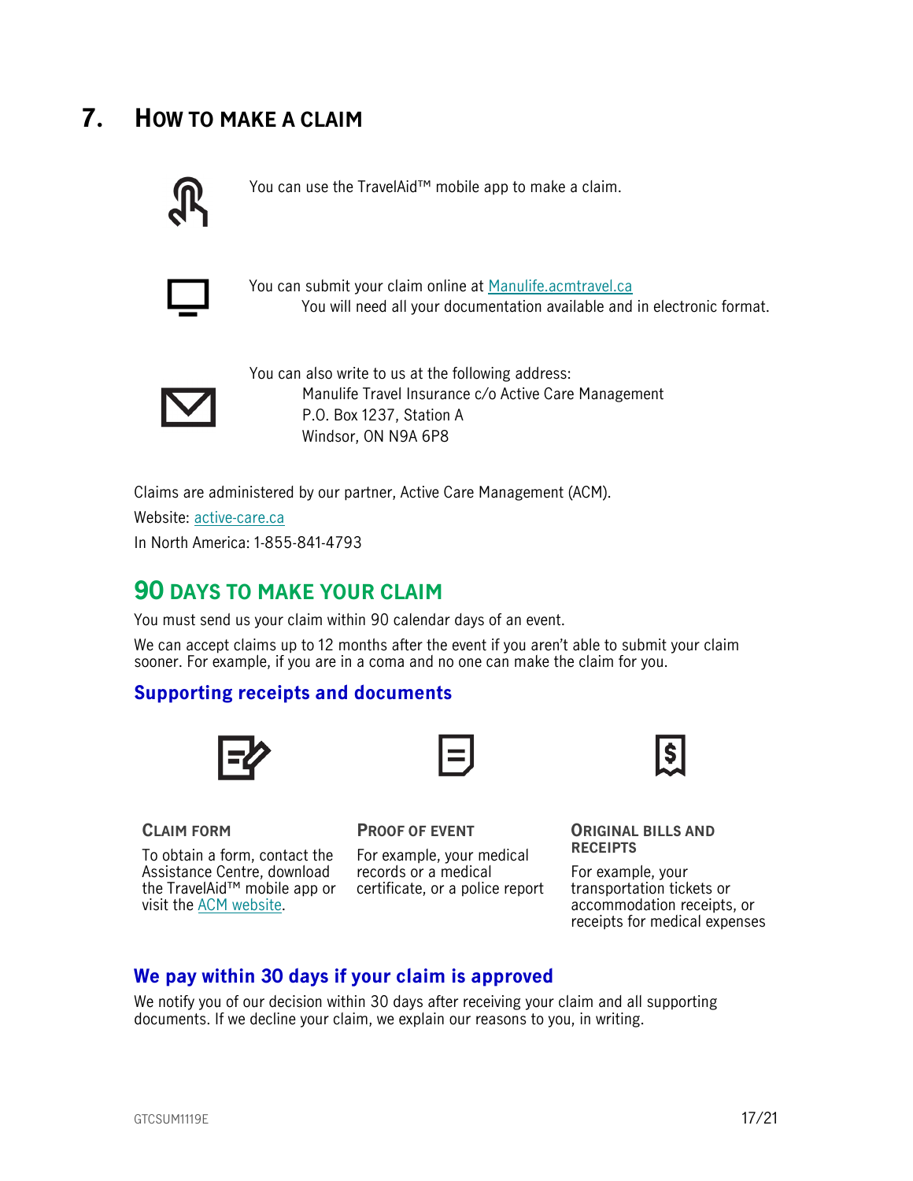# 7. How to make a claim

You can use the TravelAid™ mobile app to make a claim.

You can submit your claim online at Manulife.acmtravel.ca
You will need all your documentation available and in electronic format.

You can also write to us at the following address:
Manulife Travel Insurance c/o Active Care Management
P.O. Box 1237, Station A
Windsor, ON N9A 6P8

Claims are administered by our partner, Active Care Management (ACM).
Website: active-care.ca
In North America: 1-855-841-4793

## 90 days to make your claim

You must send us your claim within 90 calendar days of an event.

We can accept claims up to 12 months after the event if you aren't able to submit your claim sooner. For example, if you are in a coma and no one can make the claim for you.

### Supporting receipts and documents

**Claim form**

To obtain a form, contact the Assistance Centre, download the TravelAid™ mobile app or visit the ACM website.

**Proof of event**

For example, your medical records or a medical certificate, or a police report

**Original bills and receipts**

For example, your transportation tickets or accommodation receipts, or receipts for medical expenses

### We pay within 30 days if your claim is approved

We notify you of our decision within 30 days after receiving your claim and all supporting documents. If we decline your claim, we explain our reasons to you, in writing.

GTCSUM1119E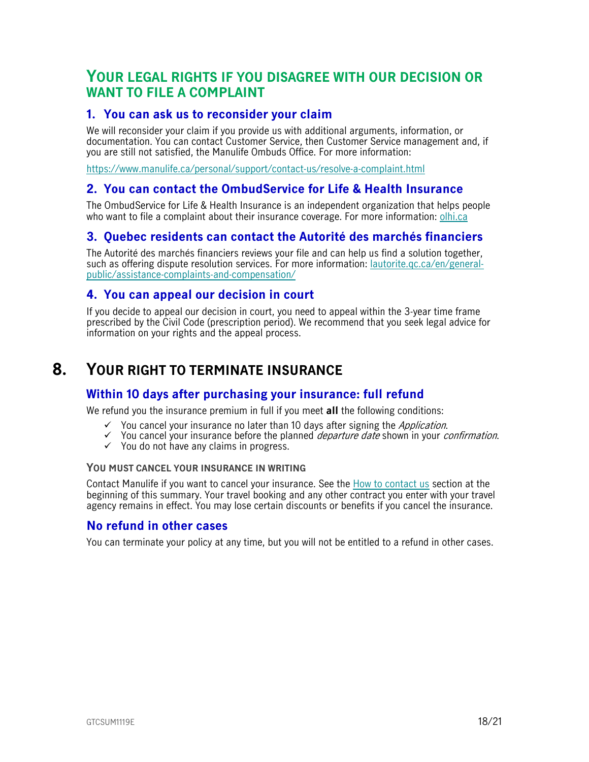## YOUR LEGAL RIGHTS IF YOU DISAGREE WITH OUR DECISION OR WANT TO FILE A COMPLAINT

### 1. You can ask us to reconsider your claim

We will reconsider your claim if you provide us with additional arguments, information, or documentation. You can contact Customer Service, then Customer Service management and, if you are still not satisfied, the Manulife Ombuds Office. For more information:

https://www.manulife.ca/personal/support/contact-us/resolve-a-complaint.html

### 2. You can contact the OmbudService for Life & Health Insurance

The OmbudService for Life & Health Insurance is an independent organization that helps people who want to file a complaint about their insurance coverage. For more information: olhi.ca

### 3. Quebec residents can contact the Autorité des marchés financiers

The Autorité des marchés financiers reviews your file and can help us find a solution together, such as offering dispute resolution services. For more information: lautorite.qc.ca/en/general-public/assistance-complaints-and-compensation/

### 4. You can appeal our decision in court

If you decide to appeal our decision in court, you need to appeal within the 3-year time frame prescribed by the Civil Code (prescription period). We recommend that you seek legal advice for information on your rights and the appeal process.

# 8. YOUR RIGHT TO TERMINATE INSURANCE

### Within 10 days after purchasing your insurance: full refund

We refund you the insurance premium in full if you meet **all** the following conditions:

- ✓ You cancel your insurance no later than 10 days after signing the *Application*.
- ✓ You cancel your insurance before the planned *departure date* shown in your *confirmation*.
- ✓ You do not have any claims in progress.

#### YOU MUST CANCEL YOUR INSURANCE IN WRITING

Contact Manulife if you want to cancel your insurance. See the How to contact us section at the beginning of this summary. Your travel booking and any other contract you enter with your travel agency remains in effect. You may lose certain discounts or benefits if you cancel the insurance.

### No refund in other cases

You can terminate your policy at any time, but you will not be entitled to a refund in other cases.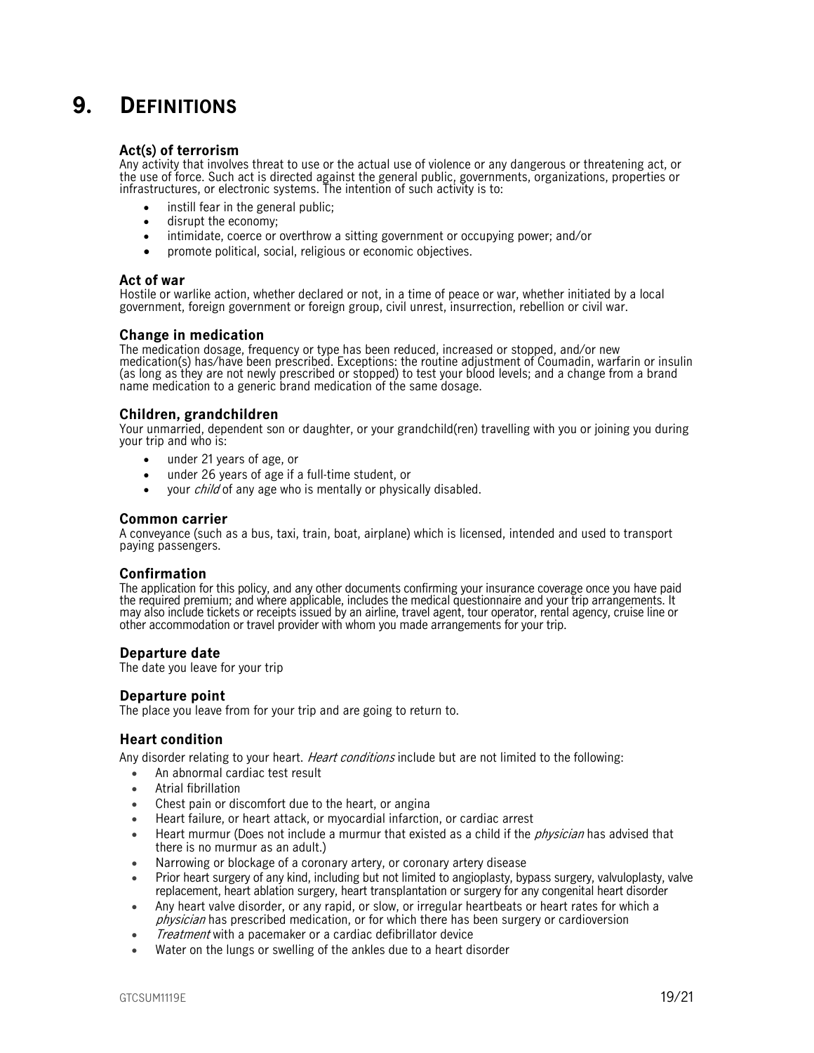# 9. DEFINITIONS

### Act(s) of terrorism

Any activity that involves threat to use or the actual use of violence or any dangerous or threatening act, or the use of force. Such act is directed against the general public, governments, organizations, properties or infrastructures, or electronic systems. The intention of such activity is to:

- instill fear in the general public;
- disrupt the economy;
- intimidate, coerce or overthrow a sitting government or occupying power; and/or
- promote political, social, religious or economic objectives.

### Act of war

Hostile or warlike action, whether declared or not, in a time of peace or war, whether initiated by a local government, foreign government or foreign group, civil unrest, insurrection, rebellion or civil war.

### Change in medication

The medication dosage, frequency or type has been reduced, increased or stopped, and/or new medication(s) has/have been prescribed. Exceptions: the routine adjustment of Coumadin, warfarin or insulin (as long as they are not newly prescribed or stopped) to test your blood levels; and a change from a brand name medication to a generic brand medication of the same dosage.

### Children, grandchildren

Your unmarried, dependent son or daughter, or your grandchild(ren) travelling with you or joining you during your trip and who is:

- under 21 years of age, or
- under 26 years of age if a full-time student, or
- your *child* of any age who is mentally or physically disabled.

### Common carrier

A conveyance (such as a bus, taxi, train, boat, airplane) which is licensed, intended and used to transport paying passengers.

### Confirmation

The application for this policy, and any other documents confirming your insurance coverage once you have paid the required premium; and where applicable, includes the medical questionnaire and your trip arrangements. It may also include tickets or receipts issued by an airline, travel agent, tour operator, rental agency, cruise line or other accommodation or travel provider with whom you made arrangements for your trip.

### Departure date

The date you leave for your trip

### Departure point

The place you leave from for your trip and are going to return to.

### Heart condition

Any disorder relating to your heart. *Heart conditions* include but are not limited to the following:

- An abnormal cardiac test result
- Atrial fibrillation
- Chest pain or discomfort due to the heart, or angina
- Heart failure, or heart attack, or myocardial infarction, or cardiac arrest
- Heart murmur (Does not include a murmur that existed as a child if the *physician* has advised that there is no murmur as an adult.)
- Narrowing or blockage of a coronary artery, or coronary artery disease
- Prior heart surgery of any kind, including but not limited to angioplasty, bypass surgery, valvuloplasty, valve replacement, heart ablation surgery, heart transplantation or surgery for any congenital heart disorder
- Any heart valve disorder, or any rapid, or slow, or irregular heartbeats or heart rates for which a *physician* has prescribed medication, or for which there has been surgery or cardioversion
- *Treatment* with a pacemaker or a cardiac defibrillator device
- Water on the lungs or swelling of the ankles due to a heart disorder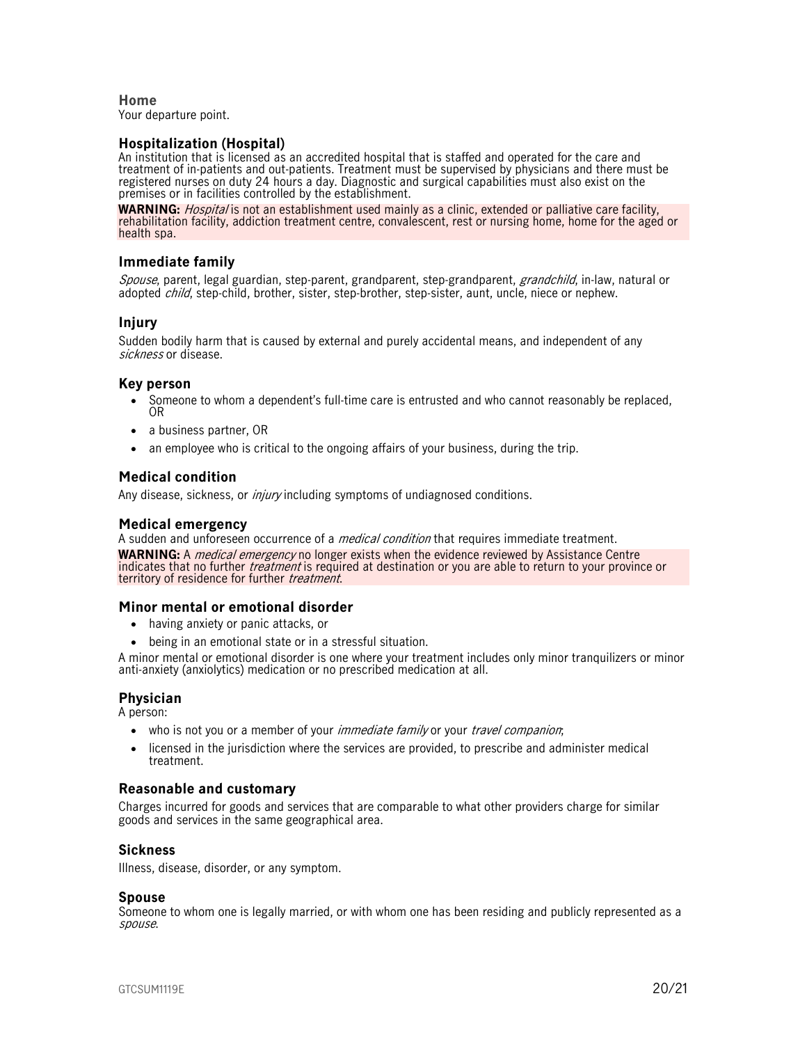### Home

Your departure point.

### Hospitalization (Hospital)

An institution that is licensed as an accredited hospital that is staffed and operated for the care and treatment of in-patients and out-patients. Treatment must be supervised by physicians and there must be registered nurses on duty 24 hours a day. Diagnostic and surgical capabilities must also exist on the premises or in facilities controlled by the establishment.

**WARNING:** *Hospital* is not an establishment used mainly as a clinic, extended or palliative care facility, rehabilitation facility, addiction treatment centre, convalescent, rest or nursing home, home for the aged or health spa.

### Immediate family

*Spouse*, parent, legal guardian, step-parent, grandparent, step-grandparent, *grandchild*, in-law, natural or adopted *child*, step-child, brother, sister, step-brother, step-sister, aunt, uncle, niece or nephew.

### Injury

Sudden bodily harm that is caused by external and purely accidental means, and independent of any *sickness* or disease.

### Key person

- Someone to whom a dependent's full-time care is entrusted and who cannot reasonably be replaced, OR
- a business partner, OR
- an employee who is critical to the ongoing affairs of your business, during the trip.

### Medical condition

Any disease, sickness, or *injury* including symptoms of undiagnosed conditions.

### Medical emergency

A sudden and unforeseen occurrence of a *medical condition* that requires immediate treatment.

**WARNING:** A *medical emergency* no longer exists when the evidence reviewed by Assistance Centre indicates that no further *treatment* is required at destination or you are able to return to your province or territory of residence for further *treatment*.

### Minor mental or emotional disorder

- having anxiety or panic attacks, or
- being in an emotional state or in a stressful situation.

A minor mental or emotional disorder is one where your treatment includes only minor tranquilizers or minor anti-anxiety (anxiolytics) medication or no prescribed medication at all.

### Physician

A person:

- who is not you or a member of your *immediate family* or your *travel companion*;
- licensed in the jurisdiction where the services are provided, to prescribe and administer medical treatment.

### Reasonable and customary

Charges incurred for goods and services that are comparable to what other providers charge for similar goods and services in the same geographical area.

### Sickness

Illness, disease, disorder, or any symptom.

### Spouse

Someone to whom one is legally married, or with whom one has been residing and publicly represented as a *spouse*.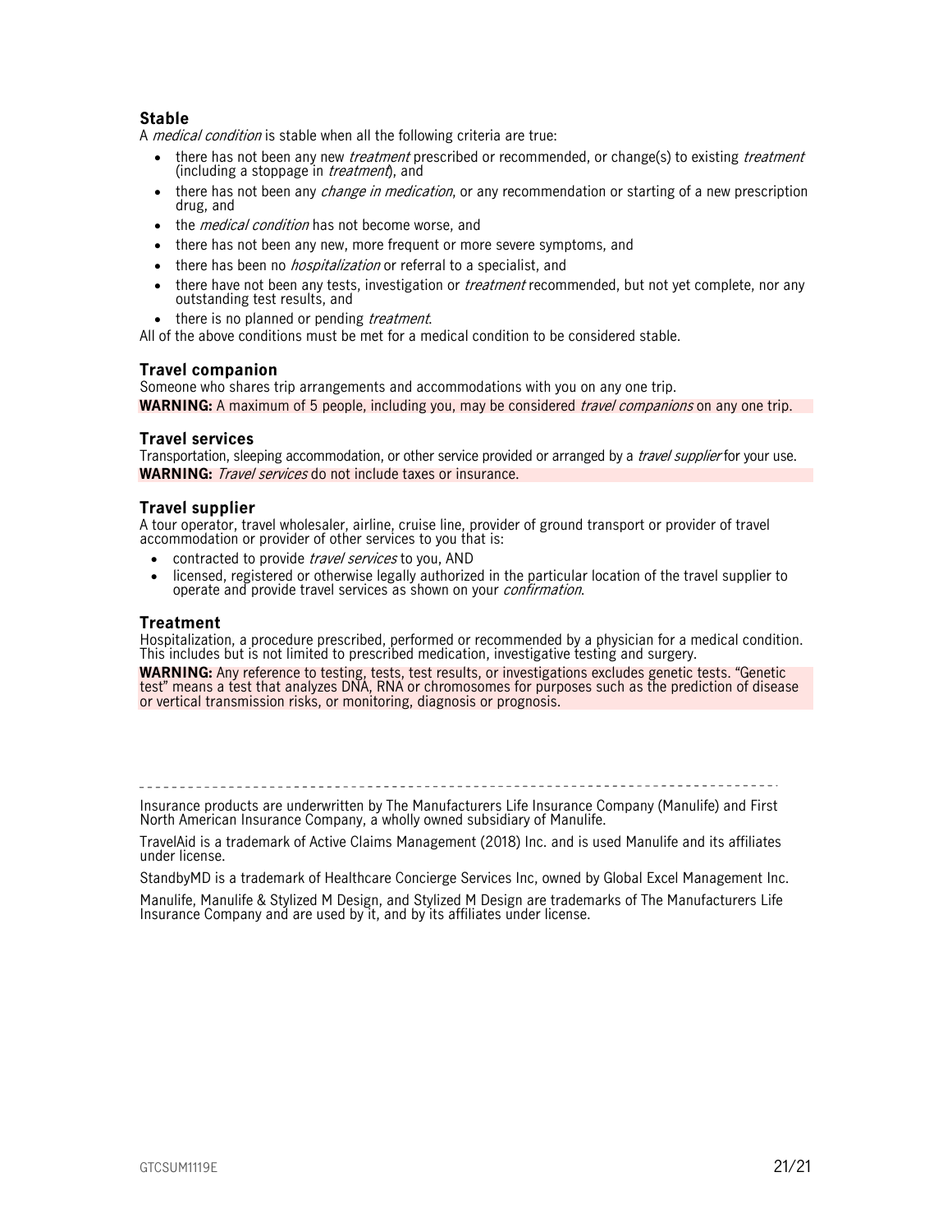### Stable

A *medical condition* is stable when all the following criteria are true:

- there has not been any new *treatment* prescribed or recommended, or change(s) to existing *treatment* (including a stoppage in *treatment*), and
- there has not been any *change in medication*, or any recommendation or starting of a new prescription drug, and
- the *medical condition* has not become worse, and
- there has not been any new, more frequent or more severe symptoms, and
- there has been no *hospitalization* or referral to a specialist, and
- there have not been any tests, investigation or *treatment* recommended, but not yet complete, nor any outstanding test results, and
- there is no planned or pending *treatment*.

All of the above conditions must be met for a medical condition to be considered stable.

### Travel companion

Someone who shares trip arrangements and accommodations with you on any one trip.

**WARNING:** A maximum of 5 people, including you, may be considered *travel companions* on any one trip.

### Travel services

Transportation, sleeping accommodation, or other service provided or arranged by a *travel supplier* for your use.

**WARNING:** *Travel services* do not include taxes or insurance.

### Travel supplier

A tour operator, travel wholesaler, airline, cruise line, provider of ground transport or provider of travel accommodation or provider of other services to you that is:

- contracted to provide *travel services* to you, AND
- licensed, registered or otherwise legally authorized in the particular location of the travel supplier to operate and provide travel services as shown on your *confirmation*.

### Treatment

Hospitalization, a procedure prescribed, performed or recommended by a physician for a medical condition. This includes but is not limited to prescribed medication, investigative testing and surgery.

**WARNING:** Any reference to testing, tests, test results, or investigations excludes genetic tests. "Genetic test" means a test that analyzes DNA, RNA or chromosomes for purposes such as the prediction of disease or vertical transmission risks, or monitoring, diagnosis or prognosis.

---

Insurance products are underwritten by The Manufacturers Life Insurance Company (Manulife) and First North American Insurance Company, a wholly owned subsidiary of Manulife.

TravelAid is a trademark of Active Claims Management (2018) Inc. and is used Manulife and its affiliates under license.

StandbyMD is a trademark of Healthcare Concierge Services Inc, owned by Global Excel Management Inc.

Manulife, Manulife & Stylized M Design, and Stylized M Design are trademarks of The Manufacturers Life Insurance Company and are used by it, and by its affiliates under license.

GTCSUM1119E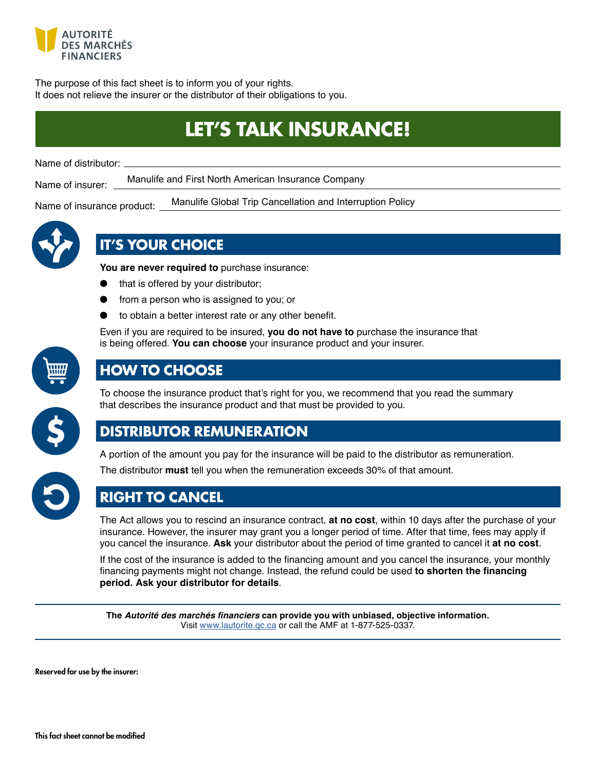AUTORITÉ DES MARCHÉS FINANCIERS

The purpose of this fact sheet is to inform you of your rights.
It does not relieve the insurer or the distributor of their obligations to you.

# LET'S TALK INSURANCE!

Name of distributor: ______________________

Name of insurer: Manulife and First North American Insurance Company

Name of insurance product: Manulife Global Trip Cancellation and Interruption Policy

## IT'S YOUR CHOICE

**You are never required to** purchase insurance:

- that is offered by your distributor;
- from a person who is assigned to you; or
- to obtain a better interest rate or any other benefit.

Even if you are required to be insured, **you do not have to** purchase the insurance that is being offered. **You can choose** your insurance product and your insurer.

## HOW TO CHOOSE

To choose the insurance product that's right for you, we recommend that you read the summary that describes the insurance product and that must be provided to you.

## DISTRIBUTOR REMUNERATION

A portion of the amount you pay for the insurance will be paid to the distributor as remuneration.

The distributor **must** tell you when the remuneration exceeds 30% of that amount.

## RIGHT TO CANCEL

The Act allows you to rescind an insurance contract, **at no cost**, within 10 days after the purchase of your insurance. However, the insurer may grant you a longer period of time. After that time, fees may apply if you cancel the insurance. **Ask** your distributor about the period of time granted to cancel it **at no cost**.

If the cost of the insurance is added to the financing amount and you cancel the insurance, your monthly financing payments might not change. Instead, the refund could be used **to shorten the financing period. Ask your distributor for details**.

**The *Autorité des marchés financiers* can provide you with unbiased, objective information.**
Visit www.lautorite.qc.ca or call the AMF at 1-877-525-0337.

**Reserved for use by the insurer:**

**This fact sheet cannot be modified**